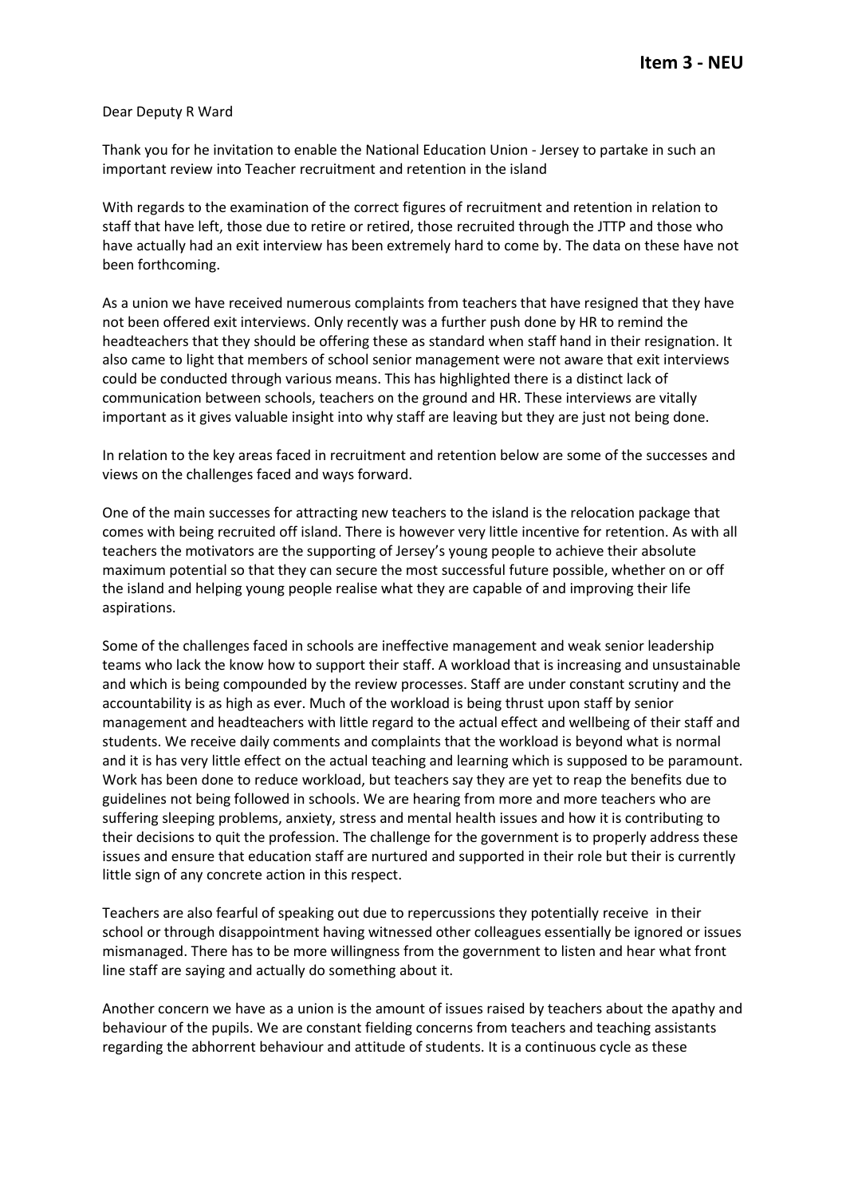**Item 3 - NEU**

Dear Deputy R Ward

Thank you for he invitation to enable the National Education Union - Jersey to partake in such an important review into Teacher recruitment and retention in the island

With regards to the examination of the correct figures of recruitment and retention in relation to staff that have left, those due to retire or retired, those recruited through the JTTP and those who have actually had an exit interview has been extremely hard to come by. The data on these have not been forthcoming.

As a union we have received numerous complaints from teachers that have resigned that they have not been offered exit interviews. Only recently was a further push done by HR to remind the headteachers that they should be offering these as standard when staff hand in their resignation. It also came to light that members of school senior management were not aware that exit interviews could be conducted through various means. This has highlighted there is a distinct lack of communication between schools, teachers on the ground and HR. These interviews are vitally important as it gives valuable insight into why staff are leaving but they are just not being done.

In relation to the key areas faced in recruitment and retention below are some of the successes and views on the challenges faced and ways forward.

One of the main successes for attracting new teachers to the island is the relocation package that comes with being recruited off island. There is however very little incentive for retention. As with all teachers the motivators are the supporting of Jersey's young people to achieve their absolute maximum potential so that they can secure the most successful future possible, whether on or off the island and helping young people realise what they are capable of and improving their life aspirations.

Some of the challenges faced in schools are ineffective management and weak senior leadership teams who lack the know how to support their staff. A workload that is increasing and unsustainable and which is being compounded by the review processes. Staff are under constant scrutiny and the accountability is as high as ever. Much of the workload is being thrust upon staff by senior management and headteachers with little regard to the actual effect and wellbeing of their staff and students. We receive daily comments and complaints that the workload is beyond what is normal and it is has very little effect on the actual teaching and learning which is supposed to be paramount. Work has been done to reduce workload, but teachers say they are yet to reap the benefits due to guidelines not being followed in schools. We are hearing from more and more teachers who are suffering sleeping problems, anxiety, stress and mental health issues and how it is contributing to their decisions to quit the profession. The challenge for the government is to properly address these issues and ensure that education staff are nurtured and supported in their role but their is currently little sign of any concrete action in this respect.

Teachers are also fearful of speaking out due to repercussions they potentially receive in their school or through disappointment having witnessed other colleagues essentially be ignored or issues mismanaged. There has to be more willingness from the government to listen and hear what front line staff are saying and actually do something about it.

Another concern we have as a union is the amount of issues raised by teachers about the apathy and behaviour of the pupils. We are constant fielding concerns from teachers and teaching assistants regarding the abhorrent behaviour and attitude of students. It is a continuous cycle as these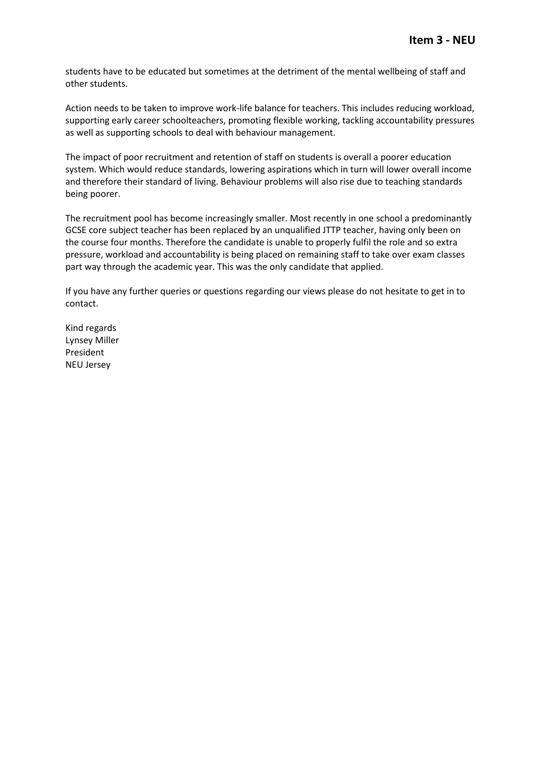students have to be educated but sometimes at the detriment of the mental wellbeing of staff and other students.

Action needs to be taken to improve work-life balance for teachers. This includes reducing workload, supporting early career schoolteachers, promoting flexible working, tackling accountability pressures as well as supporting schools to deal with behaviour management.

The impact of poor recruitment and retention of staff on students is overall a poorer education system. Which would reduce standards, lowering aspirations which in turn will lower overall income and therefore their standard of living. Behaviour problems will also rise due to teaching standards being poorer.

The recruitment pool has become increasingly smaller. Most recently in one school a predominantly GCSE core subject teacher has been replaced by an unqualified JTTP teacher, having only been on the course four months. Therefore the candidate is unable to properly fulfil the role and so extra pressure, workload and accountability is being placed on remaining staff to take over exam classes part way through the academic year. This was the only candidate that applied.

If you have any further queries or questions regarding our views please do not hesitate to get in to contact.

Kind regards  
Lynsey Miller  
President  
NEU Jersey